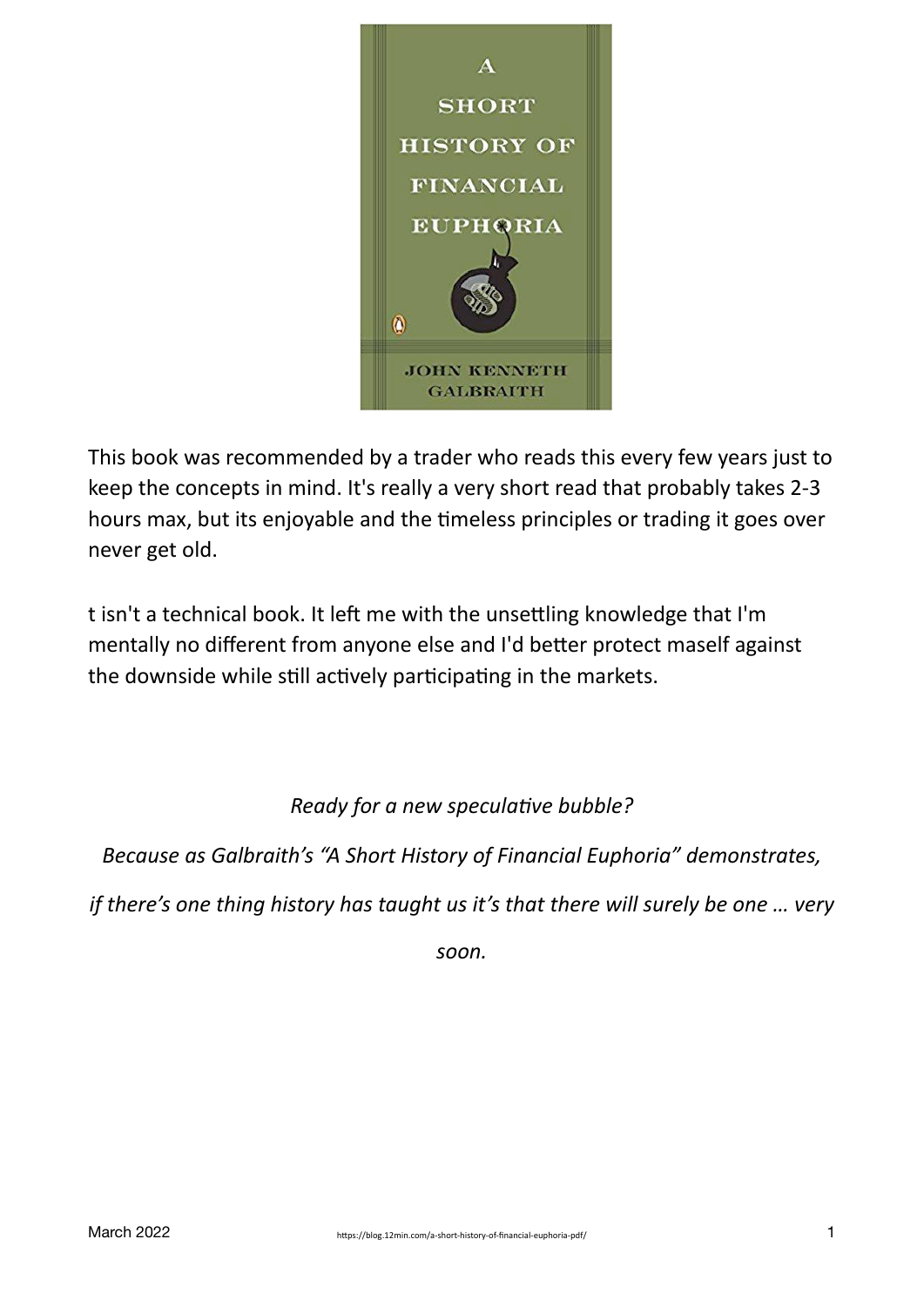This book was recommended by a trader who reads this every few years just to keep the concepts in mind. It's really a very short read that probably takes 2-3 hours max, but its enjoyable and the timeless principles or trading it goes over never get old.

t isn't a technical book. It left me with the unsettling knowledge that I'm mentally no different from anyone else and I'd better protect maself against the downside while still actively participating in the markets.

*Ready for a new speculative bubble?*

*Because as Galbraith's "A Short History of Financial Euphoria" demonstrates, if there's one thing history has taught us it's that there will surely be one … very soon.*

March 2022 https://blog.12min.com/a-short-history-of-financial-euphoria-pdf/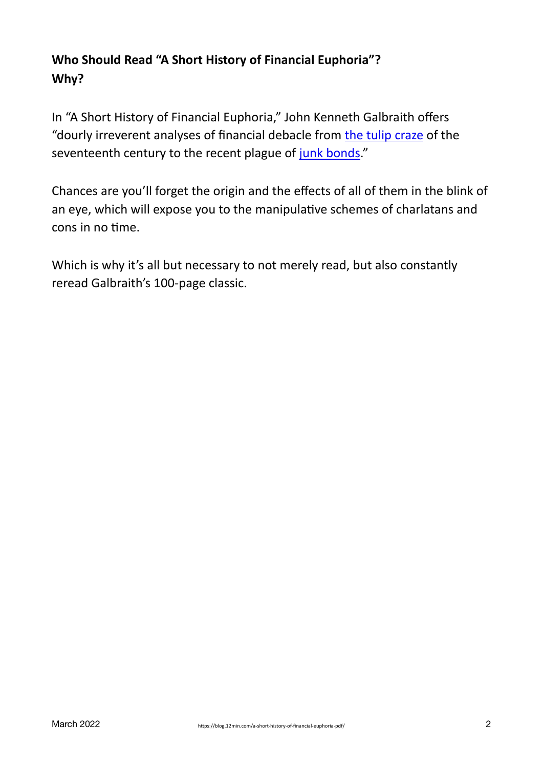## Who Should Read "A Short History of Financial Euphoria"? Why?

In "A Short History of Financial Euphoria," John Kenneth Galbraith offers "dourly irreverent analyses of financial debacle from the tulip craze of the seventeenth century to the recent plague of junk bonds."

Chances are you'll forget the origin and the effects of all of them in the blink of an eye, which will expose you to the manipulative schemes of charlatans and cons in no time.

Which is why it's all but necessary to not merely read, but also constantly reread Galbraith's 100-page classic.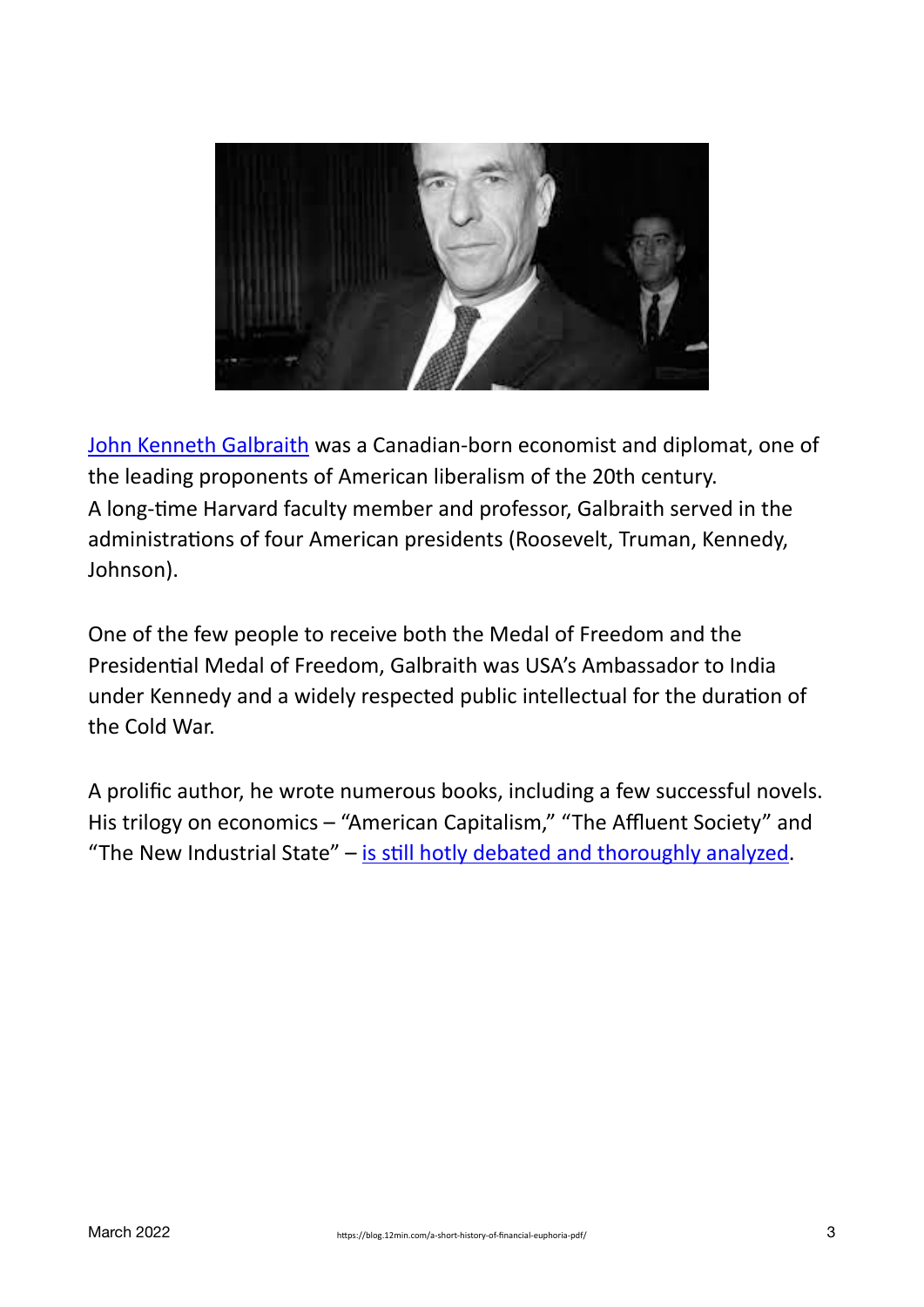John Kenneth Galbraith was a Canadian-born economist and diplomat, one of the leading proponents of American liberalism of the 20th century.
A long-time Harvard faculty member and professor, Galbraith served in the administrations of four American presidents (Roosevelt, Truman, Kennedy, Johnson).

One of the few people to receive both the Medal of Freedom and the Presidential Medal of Freedom, Galbraith was USA's Ambassador to India under Kennedy and a widely respected public intellectual for the duration of the Cold War.

A prolific author, he wrote numerous books, including a few successful novels. His trilogy on economics – "American Capitalism," "The Affluent Society" and "The New Industrial State" – is still hotly debated and thoroughly analyzed.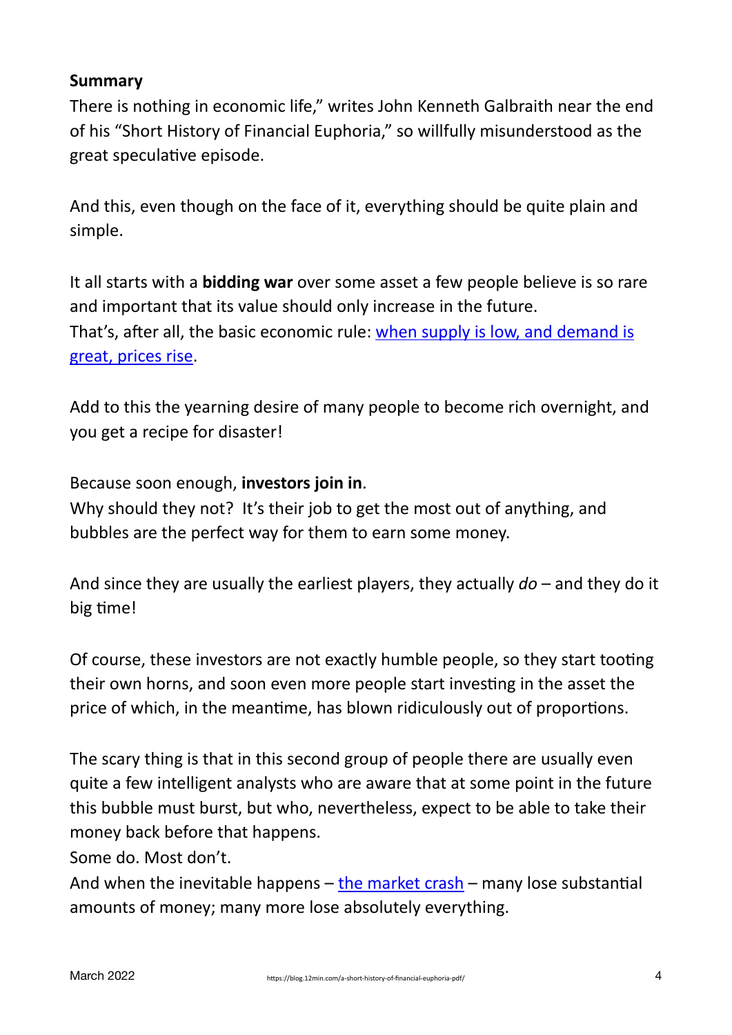**Summary**

There is nothing in economic life," writes John Kenneth Galbraith near the end of his "Short History of Financial Euphoria," so willfully misunderstood as the great speculative episode.

And this, even though on the face of it, everything should be quite plain and simple.

It all starts with a **bidding war** over some asset a few people believe is so rare and important that its value should only increase in the future.
That's, after all, the basic economic rule: [when supply is low, and demand is great, prices rise]().

Add to this the yearning desire of many people to become rich overnight, and you get a recipe for disaster!

Because soon enough, **investors join in**.
Why should they not? It's their job to get the most out of anything, and bubbles are the perfect way for them to earn some money.

And since they are usually the earliest players, they actually *do* – and they do it big time!

Of course, these investors are not exactly humble people, so they start tooting their own horns, and soon even more people start investing in the asset the price of which, in the meantime, has blown ridiculously out of proportions.

The scary thing is that in this second group of people there are usually even quite a few intelligent analysts who are aware that at some point in the future this bubble must burst, but who, nevertheless, expect to be able to take their money back before that happens.
Some do. Most don't.
And when the inevitable happens – [the market crash]() – many lose substantial amounts of money; many more lose absolutely everything.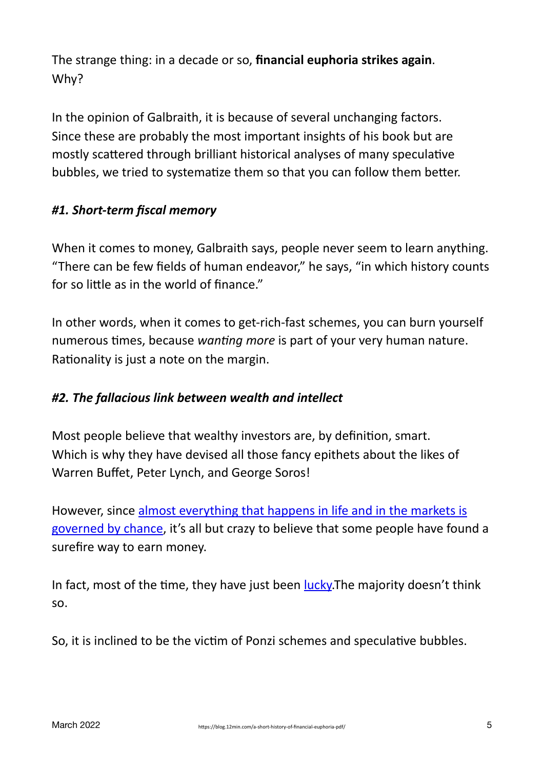The strange thing: in a decade or so, **financial euphoria strikes again**. Why?

In the opinion of Galbraith, it is because of several unchanging factors. Since these are probably the most important insights of his book but are mostly scattered through brilliant historical analyses of many speculative bubbles, we tried to systematize them so that you can follow them better.

### *#1. Short-term fiscal memory*

When it comes to money, Galbraith says, people never seem to learn anything. "There can be few fields of human endeavor," he says, "in which history counts for so little as in the world of finance."

In other words, when it comes to get-rich-fast schemes, you can burn yourself numerous times, because *wanting more* is part of your very human nature. Rationality is just a note on the margin.

### *#2. The fallacious link between wealth and intellect*

Most people believe that wealthy investors are, by definition, smart. Which is why they have devised all those fancy epithets about the likes of Warren Buffet, Peter Lynch, and George Soros!

However, since almost everything that happens in life and in the markets is governed by chance, it's all but crazy to believe that some people have found a surefire way to earn money.

In fact, most of the time, they have just been lucky.The majority doesn't think so.

So, it is inclined to be the victim of Ponzi schemes and speculative bubbles.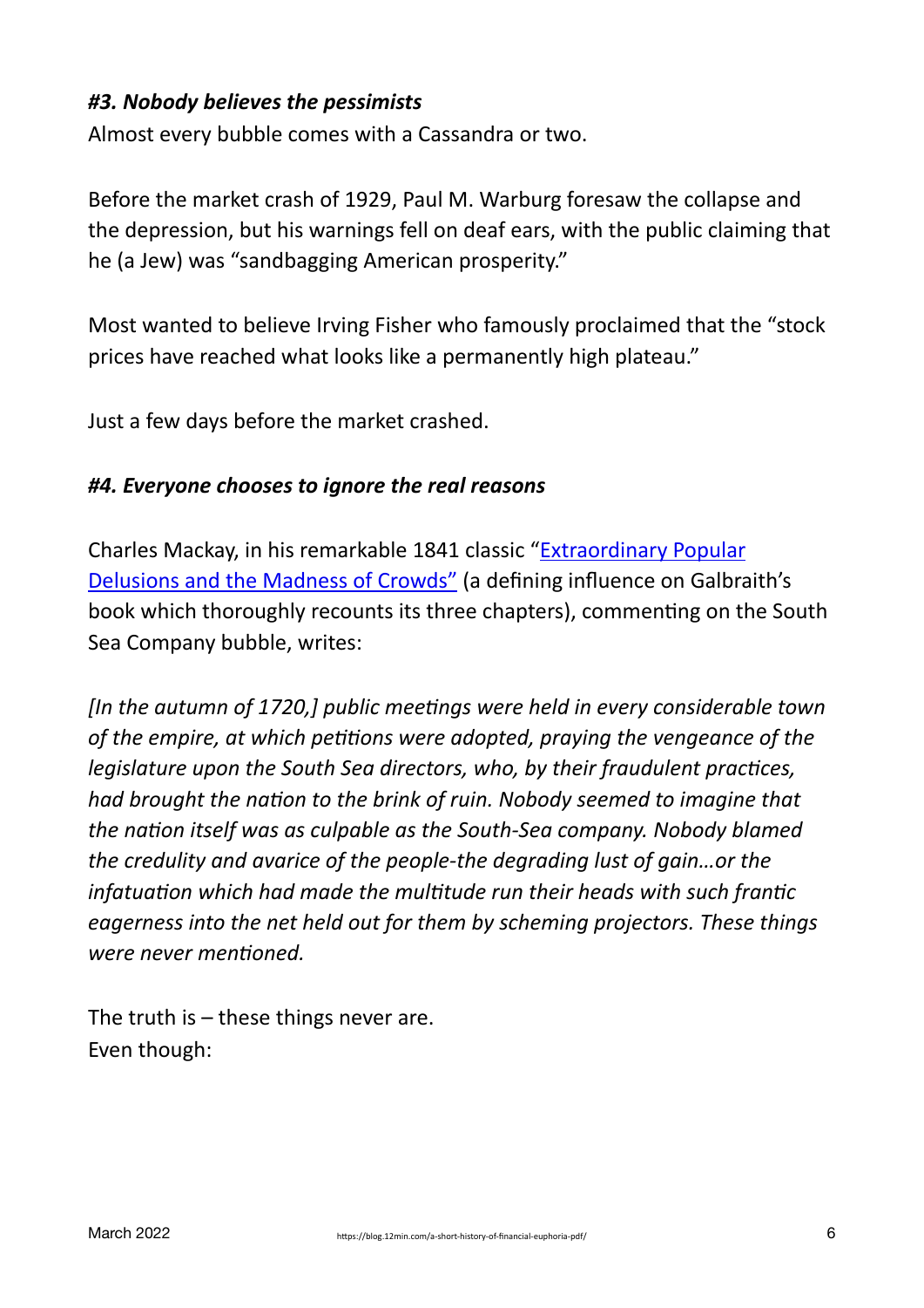***#3. Nobody believes the pessimists***

Almost every bubble comes with a Cassandra or two.

Before the market crash of 1929, Paul M. Warburg foresaw the collapse and the depression, but his warnings fell on deaf ears, with the public claiming that he (a Jew) was "sandbagging American prosperity."

Most wanted to believe Irving Fisher who famously proclaimed that the "stock prices have reached what looks like a permanently high plateau."

Just a few days before the market crashed.

***#4. Everyone chooses to ignore the real reasons***

Charles Mackay, in his remarkable 1841 classic "[Extraordinary Popular Delusions and the Madness of Crowds"](#) (a defining influence on Galbraith's book which thoroughly recounts its three chapters), commenting on the South Sea Company bubble, writes:

*[In the autumn of 1720,] public meetings were held in every considerable town of the empire, at which petitions were adopted, praying the vengeance of the legislature upon the South Sea directors, who, by their fraudulent practices, had brought the nation to the brink of ruin. Nobody seemed to imagine that the nation itself was as culpable as the South-Sea company. Nobody blamed the credulity and avarice of the people-the degrading lust of gain…or the infatuation which had made the multitude run their heads with such frantic eagerness into the net held out for them by scheming projectors. These things were never mentioned.*

The truth is – these things never are.
Even though: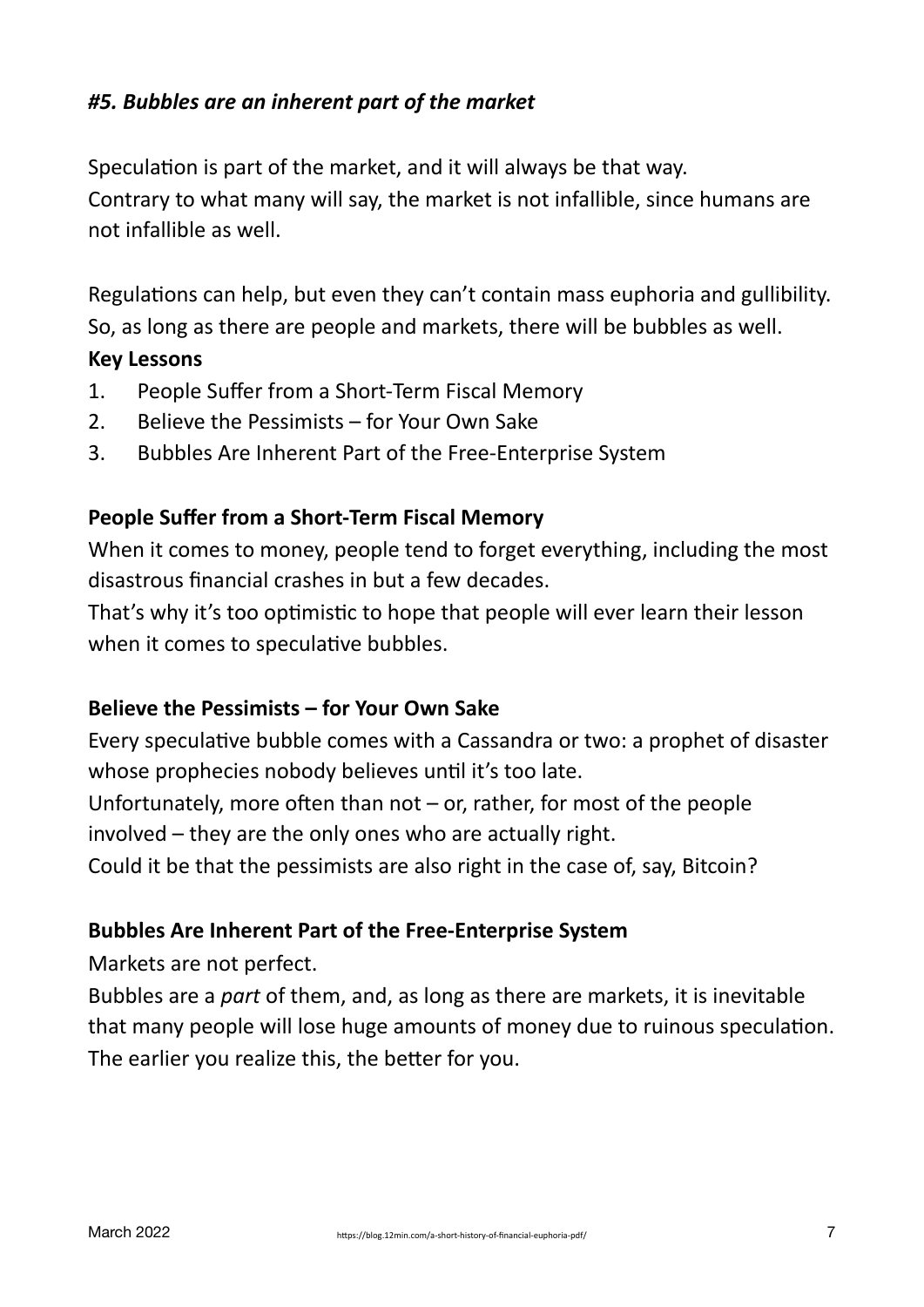***#5. Bubbles are an inherent part of the market***

Speculation is part of the market, and it will always be that way.
Contrary to what many will say, the market is not infallible, since humans are not infallible as well.

Regulations can help, but even they can't contain mass euphoria and gullibility.
So, as long as there are people and markets, there will be bubbles as well.

**Key Lessons**

1. People Suffer from a Short-Term Fiscal Memory
2. Believe the Pessimists – for Your Own Sake
3. Bubbles Are Inherent Part of the Free-Enterprise System

**People Suffer from a Short-Term Fiscal Memory**

When it comes to money, people tend to forget everything, including the most disastrous financial crashes in but a few decades.
That's why it's too optimistic to hope that people will ever learn their lesson when it comes to speculative bubbles.

**Believe the Pessimists – for Your Own Sake**

Every speculative bubble comes with a Cassandra or two: a prophet of disaster whose prophecies nobody believes until it's too late.
Unfortunately, more often than not – or, rather, for most of the people involved – they are the only ones who are actually right.
Could it be that the pessimists are also right in the case of, say, Bitcoin?

**Bubbles Are Inherent Part of the Free-Enterprise System**

Markets are not perfect.
Bubbles are a *part* of them, and, as long as there are markets, it is inevitable that many people will lose huge amounts of money due to ruinous speculation.
The earlier you realize this, the better for you.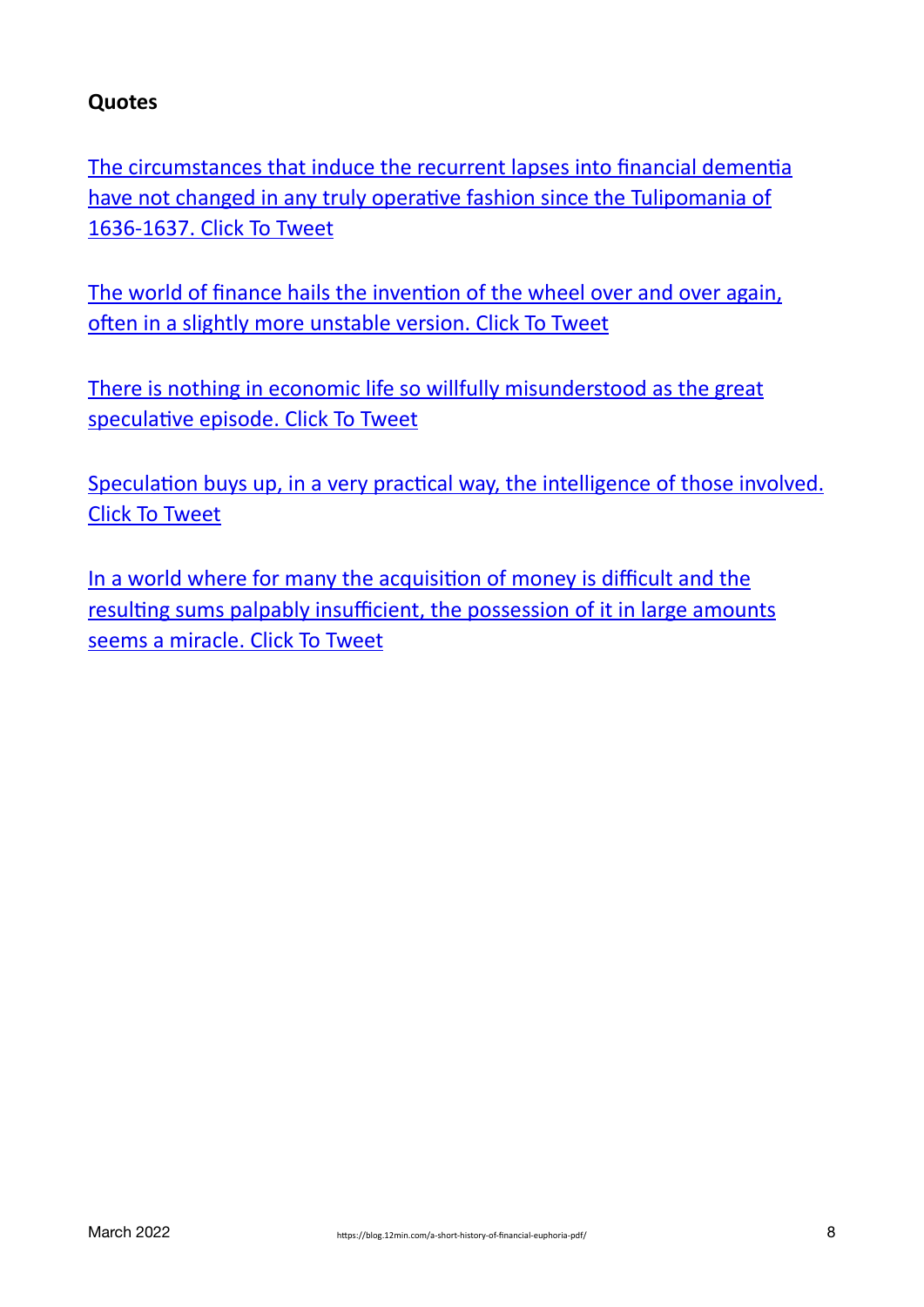**Quotes**

The circumstances that induce the recurrent lapses into financial dementia have not changed in any truly operative fashion since the Tulipomania of 1636-1637. Click To Tweet

The world of finance hails the invention of the wheel over and over again, often in a slightly more unstable version. Click To Tweet

There is nothing in economic life so willfully misunderstood as the great speculative episode. Click To Tweet

Speculation buys up, in a very practical way, the intelligence of those involved. Click To Tweet

In a world where for many the acquisition of money is difficult and the resulting sums palpably insufficient, the possession of it in large amounts seems a miracle. Click To Tweet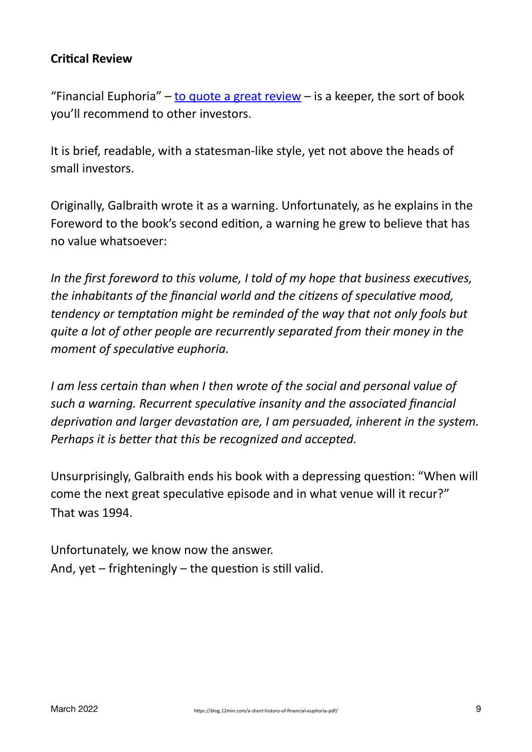**Critical Review**

"Financial Euphoria" – to quote a great review – is a keeper, the sort of book you'll recommend to other investors.

It is brief, readable, with a statesman-like style, yet not above the heads of small investors.

Originally, Galbraith wrote it as a warning. Unfortunately, as he explains in the Foreword to the book's second edition, a warning he grew to believe that has no value whatsoever:

*In the first foreword to this volume, I told of my hope that business executives, the inhabitants of the financial world and the citizens of speculative mood, tendency or temptation might be reminded of the way that not only fools but quite a lot of other people are recurrently separated from their money in the moment of speculative euphoria.*

*I am less certain than when I then wrote of the social and personal value of such a warning. Recurrent speculative insanity and the associated financial deprivation and larger devastation are, I am persuaded, inherent in the system. Perhaps it is better that this be recognized and accepted.*

Unsurprisingly, Galbraith ends his book with a depressing question: "When will come the next great speculative episode and in what venue will it recur?" That was 1994.

Unfortunately, we know now the answer.
And, yet – frighteningly – the question is still valid.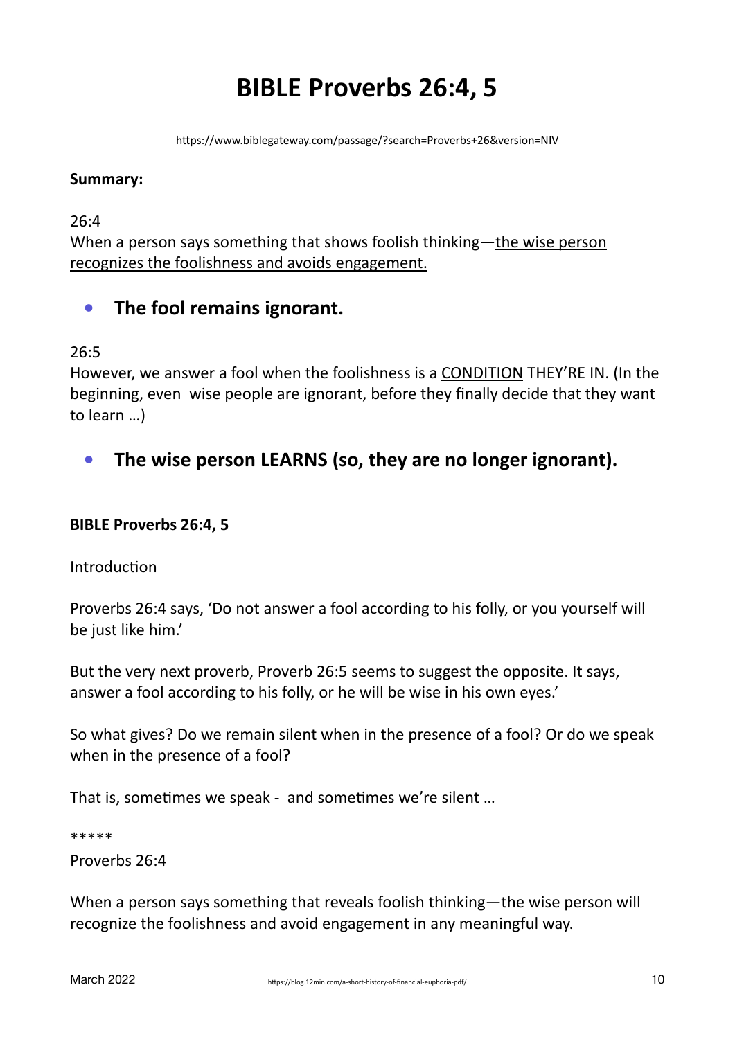# BIBLE Proverbs 26:4, 5

https://www.biblegateway.com/passage/?search=Proverbs+26&version=NIV

**Summary:**

26:4
When a person says something that shows foolish thinking—<u>the wise person recognizes the foolishness and avoids engagement.</u>

- **The fool remains ignorant.**

26:5
However, we answer a fool when the foolishness is a <u>CONDITION</u> THEY'RE IN. (In the beginning, even wise people are ignorant, before they finally decide that they want to learn …)

- **The wise person LEARNS (so, they are no longer ignorant).**

**BIBLE Proverbs 26:4, 5**

Introduction

Proverbs 26:4 says, 'Do not answer a fool according to his folly, or you yourself will be just like him.'

But the very next proverb, Proverb 26:5 seems to suggest the opposite. It says, answer a fool according to his folly, or he will be wise in his own eyes.'

So what gives? Do we remain silent when in the presence of a fool? Or do we speak when in the presence of a fool?

That is, sometimes we speak - and sometimes we're silent …

*****

Proverbs 26:4

When a person says something that reveals foolish thinking—the wise person will recognize the foolishness and avoid engagement in any meaningful way.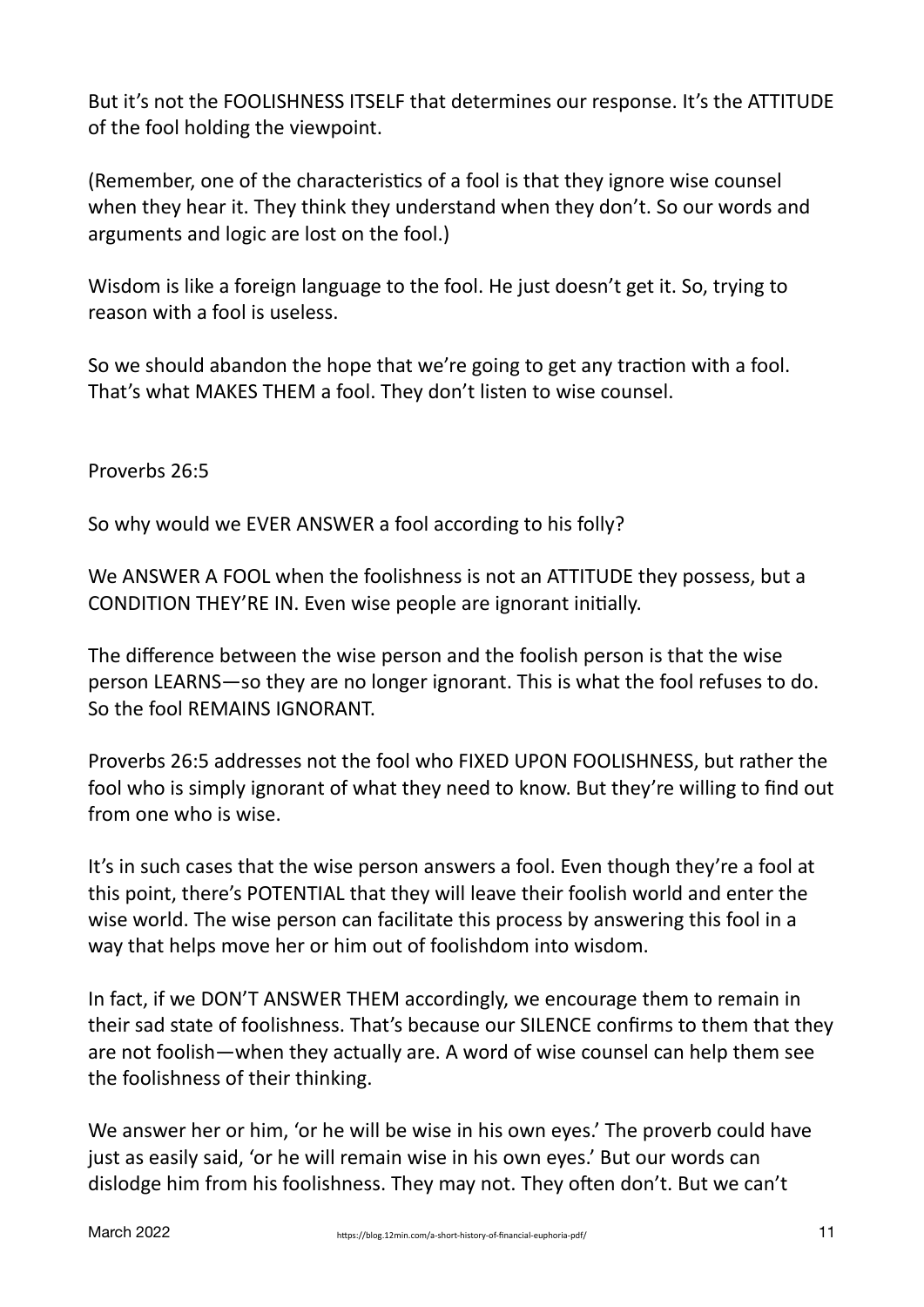But it's not the FOOLISHNESS ITSELF that determines our response. It's the ATTITUDE of the fool holding the viewpoint.

(Remember, one of the characteristics of a fool is that they ignore wise counsel when they hear it. They think they understand when they don't. So our words and arguments and logic are lost on the fool.)

Wisdom is like a foreign language to the fool. He just doesn't get it. So, trying to reason with a fool is useless.

So we should abandon the hope that we're going to get any traction with a fool. That's what MAKES THEM a fool. They don't listen to wise counsel.

Proverbs 26:5

So why would we EVER ANSWER a fool according to his folly?

We ANSWER A FOOL when the foolishness is not an ATTITUDE they possess, but a CONDITION THEY'RE IN. Even wise people are ignorant initially.

The difference between the wise person and the foolish person is that the wise person LEARNS—so they are no longer ignorant. This is what the fool refuses to do. So the fool REMAINS IGNORANT.

Proverbs 26:5 addresses not the fool who FIXED UPON FOOLISHNESS, but rather the fool who is simply ignorant of what they need to know. But they're willing to find out from one who is wise.

It's in such cases that the wise person answers a fool. Even though they're a fool at this point, there's POTENTIAL that they will leave their foolish world and enter the wise world. The wise person can facilitate this process by answering this fool in a way that helps move her or him out of foolishdom into wisdom.

In fact, if we DON'T ANSWER THEM accordingly, we encourage them to remain in their sad state of foolishness. That's because our SILENCE confirms to them that they are not foolish—when they actually are. A word of wise counsel can help them see the foolishness of their thinking.

We answer her or him, 'or he will be wise in his own eyes.' The proverb could have just as easily said, 'or he will remain wise in his own eyes.' But our words can dislodge him from his foolishness. They may not. They often don't. But we can't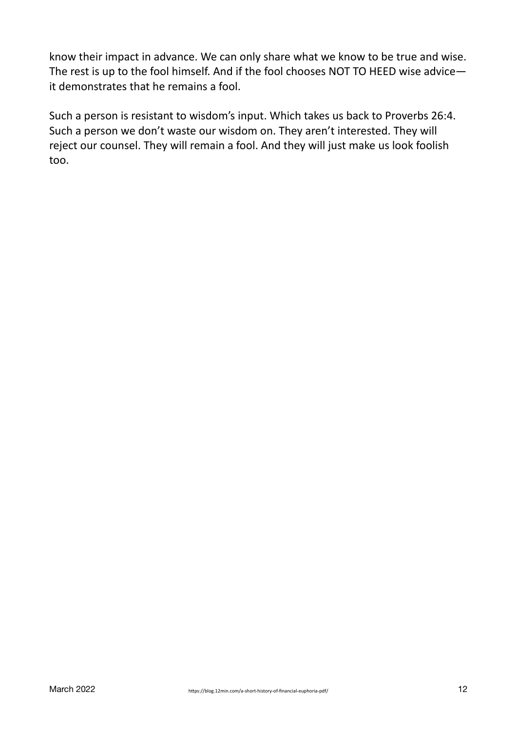know their impact in advance. We can only share what we know to be true and wise. The rest is up to the fool himself. And if the fool chooses NOT TO HEED wise advice—it demonstrates that he remains a fool.

Such a person is resistant to wisdom's input. Which takes us back to Proverbs 26:4. Such a person we don't waste our wisdom on. They aren't interested. They will reject our counsel. They will remain a fool. And they will just make us look foolish too.